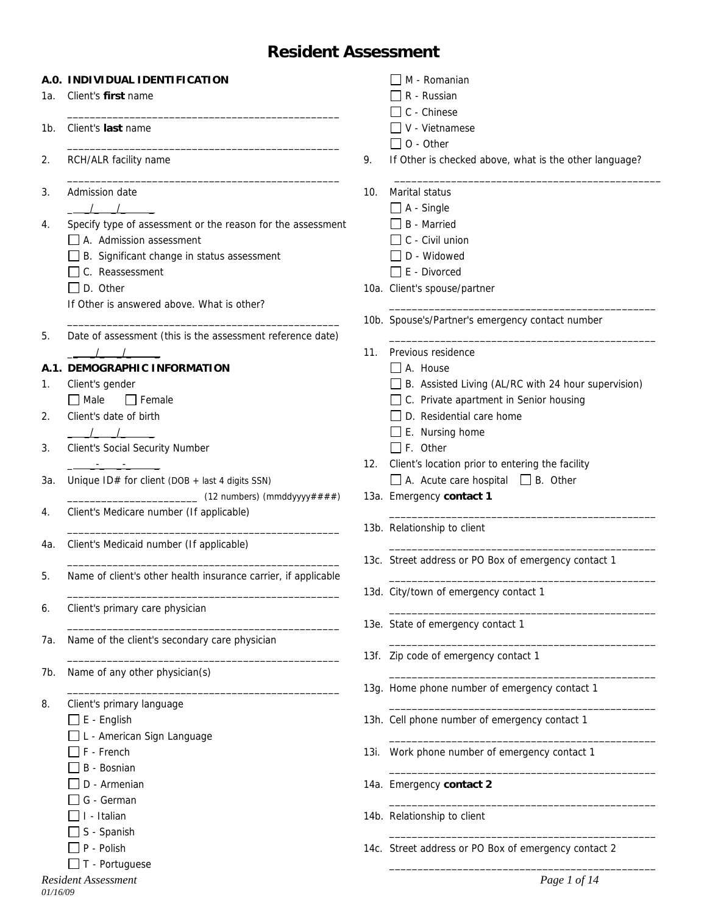# Resident Assessment

## A.0. INDIVIDUAL IDENTIFICATION

1a. Client's **first** name

_______________________________________________

1b. Client's **last** name

_______________________________________________

2. RCH/ALR facility name

_______________________________________________

3. Admission date

____/____/______

4. Specify type of assessment or the reason for the assessment

- ☐ A. Admission assessment
- ☐ B. Significant change in status assessment
- ☐ C. Reassessment
- ☐ D. Other

If Other is answered above. What is other?

_______________________________________________

5. Date of assessment (this is the assessment reference date)

____/____/______

## A.1. DEMOGRAPHIC INFORMATION

1. Client's gender

☐ Male ☐ Female

2. Client's date of birth

____/____/______

3. Client's Social Security Number

_____-____-______

3a. Unique ID# for client (DOB + last 4 digits SSN)

______________________ (12 numbers) (mmddyyyy####)

4. Client's Medicare number (If applicable)

_______________________________________________

4a. Client's Medicaid number (If applicable)

_______________________________________________

5. Name of client's other health insurance carrier, if applicable

_______________________________________________

6. Client's primary care physician

_______________________________________________

7a. Name of the client's secondary care physician

_______________________________________________

7b. Name of any other physician(s)

_______________________________________________

8. Client's primary language

- ☐ E - English
- ☐ L - American Sign Language
- ☐ F - French
- ☐ B - Bosnian
- ☐ D - Armenian
- ☐ G - German
- ☐ I - Italian
- ☐ S - Spanish
- ☐ P - Polish
- ☐ T - Portuguese
- ☐ M - Romanian
- ☐ R - Russian
- ☐ C - Chinese
- ☐ V - Vietnamese
- ☐ O - Other

9. If Other is checked above, what is the other language?

_______________________________________________

10. Marital status

- ☐ A - Single
- ☐ B - Married
- ☐ C - Civil union
- ☐ D - Widowed
- ☐ E - Divorced

10a. Client's spouse/partner

_______________________________________________

10b. Spouse's/Partner's emergency contact number

_______________________________________________

11. Previous residence

- ☐ A. House
- ☐ B. Assisted Living (AL/RC with 24 hour supervision)
- ☐ C. Private apartment in Senior housing
- ☐ D. Residential care home
- ☐ E. Nursing home
- ☐ F. Other

12. Client's location prior to entering the facility

☐ A. Acute care hospital ☐ B. Other

13a. Emergency **contact 1**

_______________________________________________

13b. Relationship to client

_______________________________________________

13c. Street address or PO Box of emergency contact 1

_______________________________________________

13d. City/town of emergency contact 1

_______________________________________________

13e. State of emergency contact 1

_______________________________________________

13f. Zip code of emergency contact 1

_______________________________________________

13g. Home phone number of emergency contact 1

_______________________________________________

13h. Cell phone number of emergency contact 1

_______________________________________________

13i. Work phone number of emergency contact 1

_______________________________________________

14a. Emergency **contact 2**

_______________________________________________

14b. Relationship to client

_______________________________________________

14c. Street address or PO Box of emergency contact 2

_______________________________________________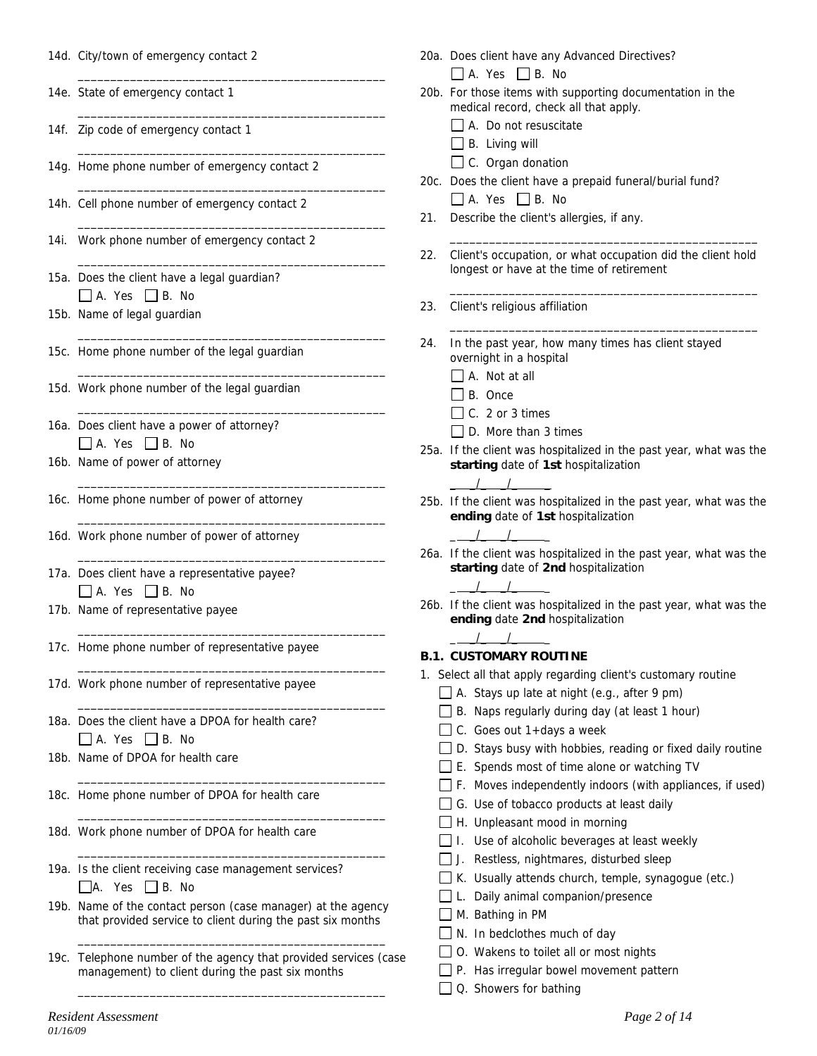14d. City/town of emergency contact 2

_______________________________________________

14e. State of emergency contact 1

_______________________________________________

14f. Zip code of emergency contact 1

_______________________________________________

14g. Home phone number of emergency contact 2

_______________________________________________

14h. Cell phone number of emergency contact 2

_______________________________________________

14i. Work phone number of emergency contact 2

_______________________________________________

15a. Does the client have a legal guardian?

☐ A. Yes ☐ B. No

15b. Name of legal guardian

_______________________________________________

15c. Home phone number of the legal guardian

_______________________________________________

15d. Work phone number of the legal guardian

_______________________________________________

16a. Does client have a power of attorney?

☐ A. Yes ☐ B. No

16b. Name of power of attorney

_______________________________________________

16c. Home phone number of power of attorney

_______________________________________________

16d. Work phone number of power of attorney

_______________________________________________

17a. Does client have a representative payee?

☐ A. Yes ☐ B. No

17b. Name of representative payee

_______________________________________________

17c. Home phone number of representative payee

_______________________________________________

17d. Work phone number of representative payee

_______________________________________________

18a. Does the client have a DPOA for health care?

☐ A. Yes ☐ B. No

18b. Name of DPOA for health care

_______________________________________________

18c. Home phone number of DPOA for health care

_______________________________________________

18d. Work phone number of DPOA for health care

_______________________________________________

19a. Is the client receiving case management services?

☐ A. Yes ☐ B. No

19b. Name of the contact person (case manager) at the agency that provided service to client during the past six months

_______________________________________________

19c. Telephone number of the agency that provided services (case management) to client during the past six months

_______________________________________________

20a. Does client have any Advanced Directives?

☐ A. Yes ☐ B. No

20b. For those items with supporting documentation in the medical record, check all that apply.

☐ A. Do not resuscitate

☐ B. Living will

☐ C. Organ donation

20c. Does the client have a prepaid funeral/burial fund?

☐ A. Yes ☐ B. No

21. Describe the client's allergies, if any.

_______________________________________________

22. Client's occupation, or what occupation did the client hold longest or have at the time of retirement

_______________________________________________

23. Client's religious affiliation

_______________________________________________

24. In the past year, how many times has client stayed overnight in a hospital

☐ A. Not at all

☐ B. Once

☐ C. 2 or 3 times

☐ D. More than 3 times

25a. If the client was hospitalized in the past year, what was the **starting** date of **1st** hospitalization

___/___/_____

25b. If the client was hospitalized in the past year, what was the **ending** date of **1st** hospitalization

___/___/_____

26a. If the client was hospitalized in the past year, what was the **starting** date of **2nd** hospitalization

___/___/_____

26b. If the client was hospitalized in the past year, what was the **ending** date **2nd** hospitalization

___/___/_____

## B.1. CUSTOMARY ROUTINE

1. Select all that apply regarding client's customary routine

☐ A. Stays up late at night (e.g., after 9 pm)

☐ B. Naps regularly during day (at least 1 hour)

☐ C. Goes out 1+days a week

☐ D. Stays busy with hobbies, reading or fixed daily routine

☐ E. Spends most of time alone or watching TV

☐ F. Moves independently indoors (with appliances, if used)

☐ G. Use of tobacco products at least daily

☐ H. Unpleasant mood in morning

☐ I. Use of alcoholic beverages at least weekly

☐ J. Restless, nightmares, disturbed sleep

☐ K. Usually attends church, temple, synagogue (etc.)

☐ L. Daily animal companion/presence

☐ M. Bathing in PM

☐ N. In bedclothes much of day

☐ O. Wakens to toilet all or most nights

☐ P. Has irregular bowel movement pattern

☐ Q. Showers for bathing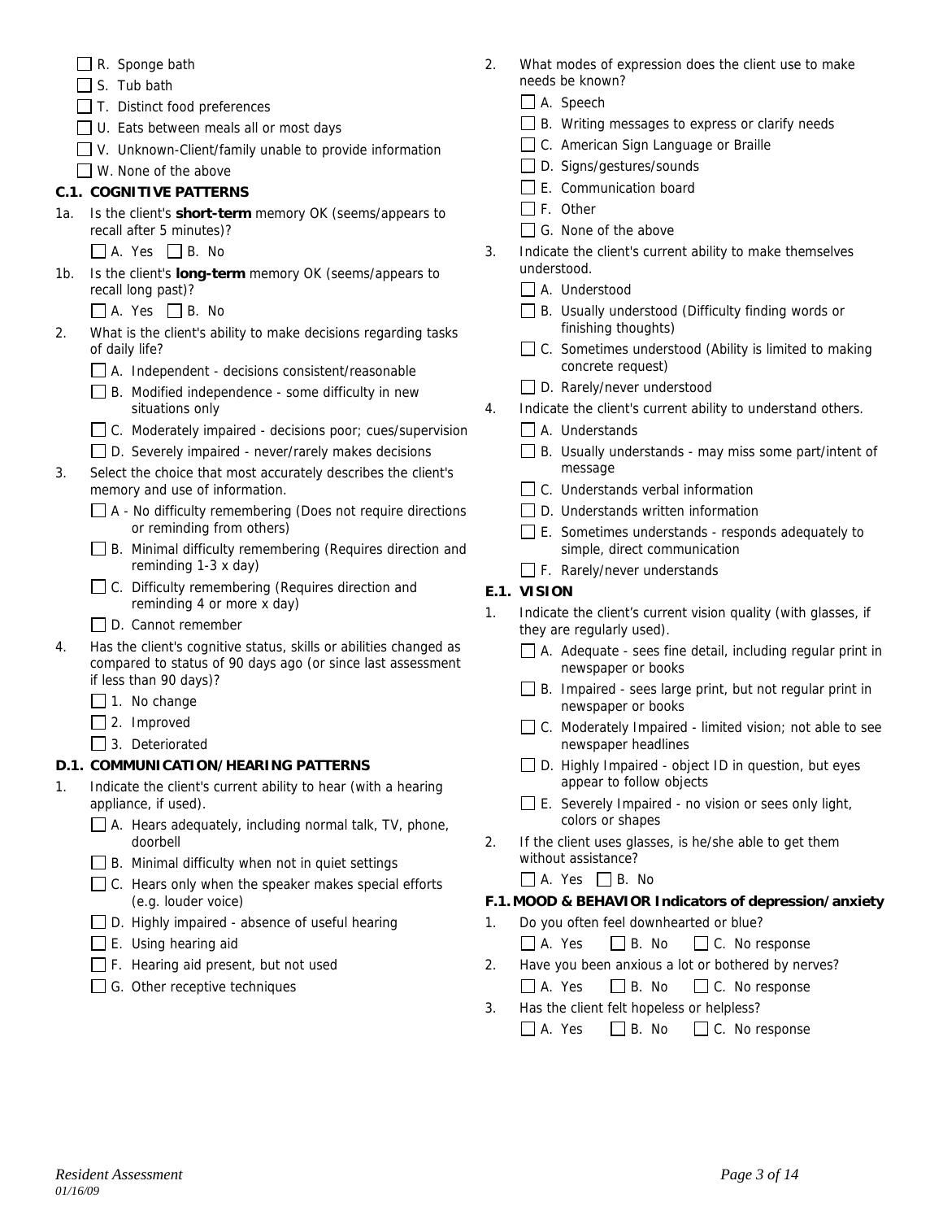- ☐ R. Sponge bath
- ☐ S. Tub bath
- ☐ T. Distinct food preferences
- ☐ U. Eats between meals all or most days
- ☐ V. Unknown-Client/family unable to provide information
- ☐ W. None of the above

### C.1. COGNITIVE PATTERNS

1a. Is the client's **short-term** memory OK (seems/appears to recall after 5 minutes)?

☐ A. Yes ☐ B. No

1b. Is the client's **long-term** memory OK (seems/appears to recall long past)?

☐ A. Yes ☐ B. No

2. What is the client's ability to make decisions regarding tasks of daily life?
   - ☐ A. Independent - decisions consistent/reasonable
   - ☐ B. Modified independence - some difficulty in new situations only
   - ☐ C. Moderately impaired - decisions poor; cues/supervision
   - ☐ D. Severely impaired - never/rarely makes decisions

3. Select the choice that most accurately describes the client's memory and use of information.
   - ☐ A - No difficulty remembering (Does not require directions or reminding from others)
   - ☐ B. Minimal difficulty remembering (Requires direction and reminding 1-3 x day)
   - ☐ C. Difficulty remembering (Requires direction and reminding 4 or more x day)
   - ☐ D. Cannot remember

4. Has the client's cognitive status, skills or abilities changed as compared to status of 90 days ago (or since last assessment if less than 90 days)?
   - ☐ 1. No change
   - ☐ 2. Improved
   - ☐ 3. Deteriorated

### D.1. COMMUNICATION/HEARING PATTERNS

1. Indicate the client's current ability to hear (with a hearing appliance, if used).
   - ☐ A. Hears adequately, including normal talk, TV, phone, doorbell
   - ☐ B. Minimal difficulty when not in quiet settings
   - ☐ C. Hears only when the speaker makes special efforts (e.g. louder voice)
   - ☐ D. Highly impaired - absence of useful hearing
   - ☐ E. Using hearing aid
   - ☐ F. Hearing aid present, but not used
   - ☐ G. Other receptive techniques

2. What modes of expression does the client use to make needs be known?
   - ☐ A. Speech
   - ☐ B. Writing messages to express or clarify needs
   - ☐ C. American Sign Language or Braille
   - ☐ D. Signs/gestures/sounds
   - ☐ E. Communication board
   - ☐ F. Other
   - ☐ G. None of the above

3. Indicate the client's current ability to make themselves understood.
   - ☐ A. Understood
   - ☐ B. Usually understood (Difficulty finding words or finishing thoughts)
   - ☐ C. Sometimes understood (Ability is limited to making concrete request)
   - ☐ D. Rarely/never understood

4. Indicate the client's current ability to understand others.
   - ☐ A. Understands
   - ☐ B. Usually understands - may miss some part/intent of message
   - ☐ C. Understands verbal information
   - ☐ D. Understands written information
   - ☐ E. Sometimes understands - responds adequately to simple, direct communication
   - ☐ F. Rarely/never understands

### E.1. VISION

1. Indicate the client's current vision quality (with glasses, if they are regularly used).
   - ☐ A. Adequate - sees fine detail, including regular print in newspaper or books
   - ☐ B. Impaired - sees large print, but not regular print in newspaper or books
   - ☐ C. Moderately Impaired - limited vision; not able to see newspaper headlines
   - ☐ D. Highly Impaired - object ID in question, but eyes appear to follow objects
   - ☐ E. Severely Impaired - no vision or sees only light, colors or shapes

2. If the client uses glasses, is he/she able to get them without assistance?

   ☐ A. Yes ☐ B. No

### F.1. MOOD & BEHAVIOR Indicators of depression/anxiety

1. Do you often feel downhearted or blue?

   ☐ A. Yes ☐ B. No ☐ C. No response

2. Have you been anxious a lot or bothered by nerves?

   ☐ A. Yes ☐ B. No ☐ C. No response

3. Has the client felt hopeless or helpless?

   ☐ A. Yes ☐ B. No ☐ C. No response

*Resident Assessment*
*01/16/09*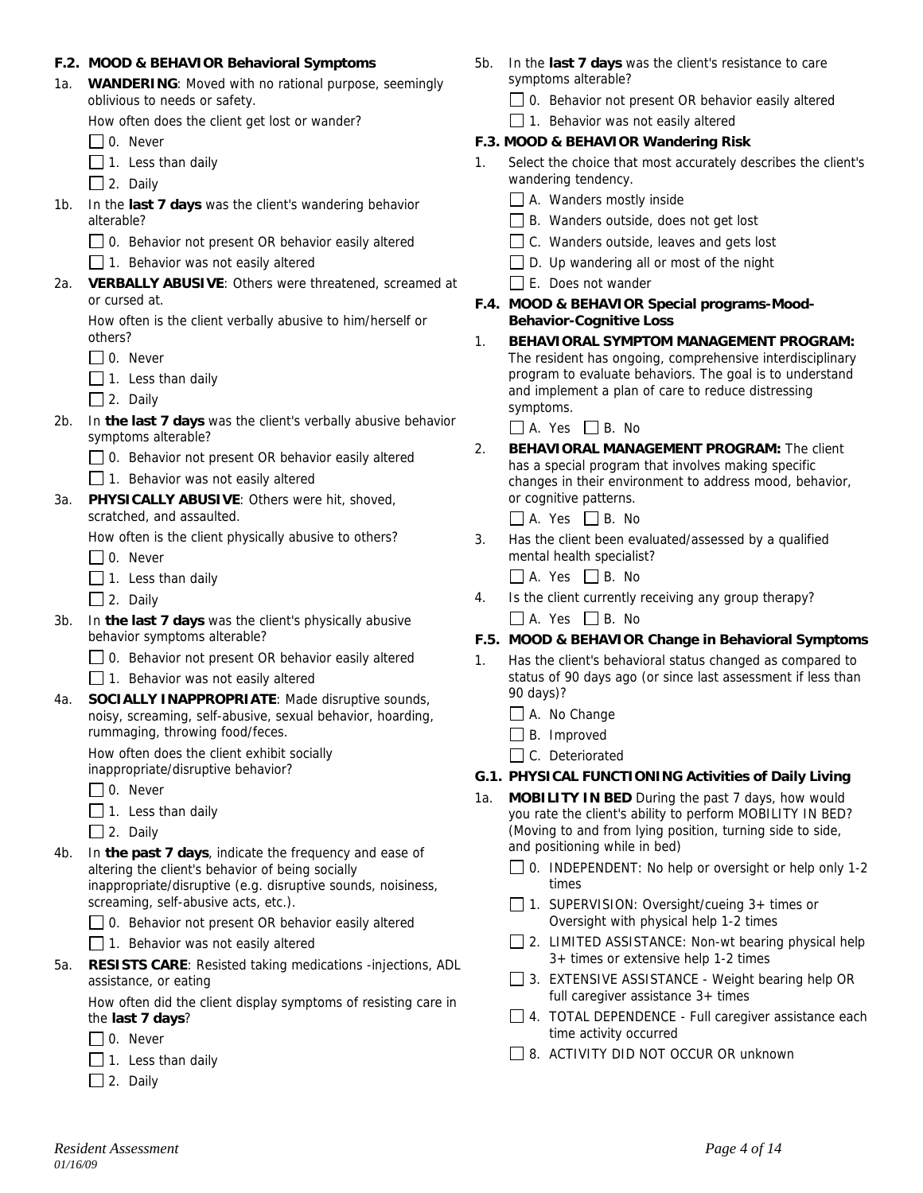### F.2. MOOD & BEHAVIOR Behavioral Symptoms

1a. **WANDERING**: Moved with no rational purpose, seemingly oblivious to needs or safety.

How often does the client get lost or wander?

- ☐ 0. Never
- ☐ 1. Less than daily
- ☐ 2. Daily

1b. In the **last 7 days** was the client's wandering behavior alterable?

- ☐ 0. Behavior not present OR behavior easily altered
- ☐ 1. Behavior was not easily altered

2a. **VERBALLY ABUSIVE**: Others were threatened, screamed at or cursed at.

How often is the client verbally abusive to him/herself or others?

- ☐ 0. Never
- ☐ 1. Less than daily
- ☐ 2. Daily

2b. In **the last 7 days** was the client's verbally abusive behavior symptoms alterable?

- ☐ 0. Behavior not present OR behavior easily altered
- ☐ 1. Behavior was not easily altered

3a. **PHYSICALLY ABUSIVE**: Others were hit, shoved, scratched, and assaulted.

How often is the client physically abusive to others?

- ☐ 0. Never
- ☐ 1. Less than daily
- ☐ 2. Daily

3b. In **the last 7 days** was the client's physically abusive behavior symptoms alterable?

- ☐ 0. Behavior not present OR behavior easily altered
- ☐ 1. Behavior was not easily altered

4a. **SOCIALLY INAPPROPRIATE**: Made disruptive sounds, noisy, screaming, self-abusive, sexual behavior, hoarding, rummaging, throwing food/feces.

How often does the client exhibit socially inappropriate/disruptive behavior?

- ☐ 0. Never
- ☐ 1. Less than daily
- ☐ 2. Daily

4b. In **the past 7 days**, indicate the frequency and ease of altering the client's behavior of being socially inappropriate/disruptive (e.g. disruptive sounds, noisiness, screaming, self-abusive acts, etc.).

- ☐ 0. Behavior not present OR behavior easily altered
- ☐ 1. Behavior was not easily altered

5a. **RESISTS CARE**: Resisted taking medications -injections, ADL assistance, or eating

How often did the client display symptoms of resisting care in the **last 7 days**?

- ☐ 0. Never
- ☐ 1. Less than daily
- ☐ 2. Daily

5b. In the **last 7 days** was the client's resistance to care symptoms alterable?

- ☐ 0. Behavior not present OR behavior easily altered
- ☐ 1. Behavior was not easily altered

### F.3. MOOD & BEHAVIOR Wandering Risk

1. Select the choice that most accurately describes the client's wandering tendency.

- ☐ A. Wanders mostly inside
- ☐ B. Wanders outside, does not get lost
- ☐ C. Wanders outside, leaves and gets lost
- ☐ D. Up wandering all or most of the night
- ☐ E. Does not wander

### F.4. MOOD & BEHAVIOR Special programs-Mood-Behavior-Cognitive Loss

1. **BEHAVIORAL SYMPTOM MANAGEMENT PROGRAM:** The resident has ongoing, comprehensive interdisciplinary program to evaluate behaviors. The goal is to understand and implement a plan of care to reduce distressing symptoms.

   ☐ A. Yes ☐ B. No

2. **BEHAVIORAL MANAGEMENT PROGRAM:** The client has a special program that involves making specific changes in their environment to address mood, behavior, or cognitive patterns.

   ☐ A. Yes ☐ B. No

3. Has the client been evaluated/assessed by a qualified mental health specialist?

   ☐ A. Yes ☐ B. No

4. Is the client currently receiving any group therapy?

   ☐ A. Yes ☐ B. No

### F.5. MOOD & BEHAVIOR Change in Behavioral Symptoms

1. Has the client's behavioral status changed as compared to status of 90 days ago (or since last assessment if less than 90 days)?

- ☐ A. No Change
- ☐ B. Improved
- ☐ C. Deteriorated

### G.1. PHYSICAL FUNCTIONING Activities of Daily Living

1a. **MOBILITY IN BED** During the past 7 days, how would you rate the client's ability to perform MOBILITY IN BED? (Moving to and from lying position, turning side to side, and positioning while in bed)

- ☐ 0. INDEPENDENT: No help or oversight or help only 1-2 times
- ☐ 1. SUPERVISION: Oversight/cueing 3+ times or Oversight with physical help 1-2 times
- ☐ 2. LIMITED ASSISTANCE: Non-wt bearing physical help 3+ times or extensive help 1-2 times
- ☐ 3. EXTENSIVE ASSISTANCE - Weight bearing help OR full caregiver assistance 3+ times
- ☐ 4. TOTAL DEPENDENCE - Full caregiver assistance each time activity occurred
- ☐ 8. ACTIVITY DID NOT OCCUR OR unknown

*Resident Assessment*
*01/16/09*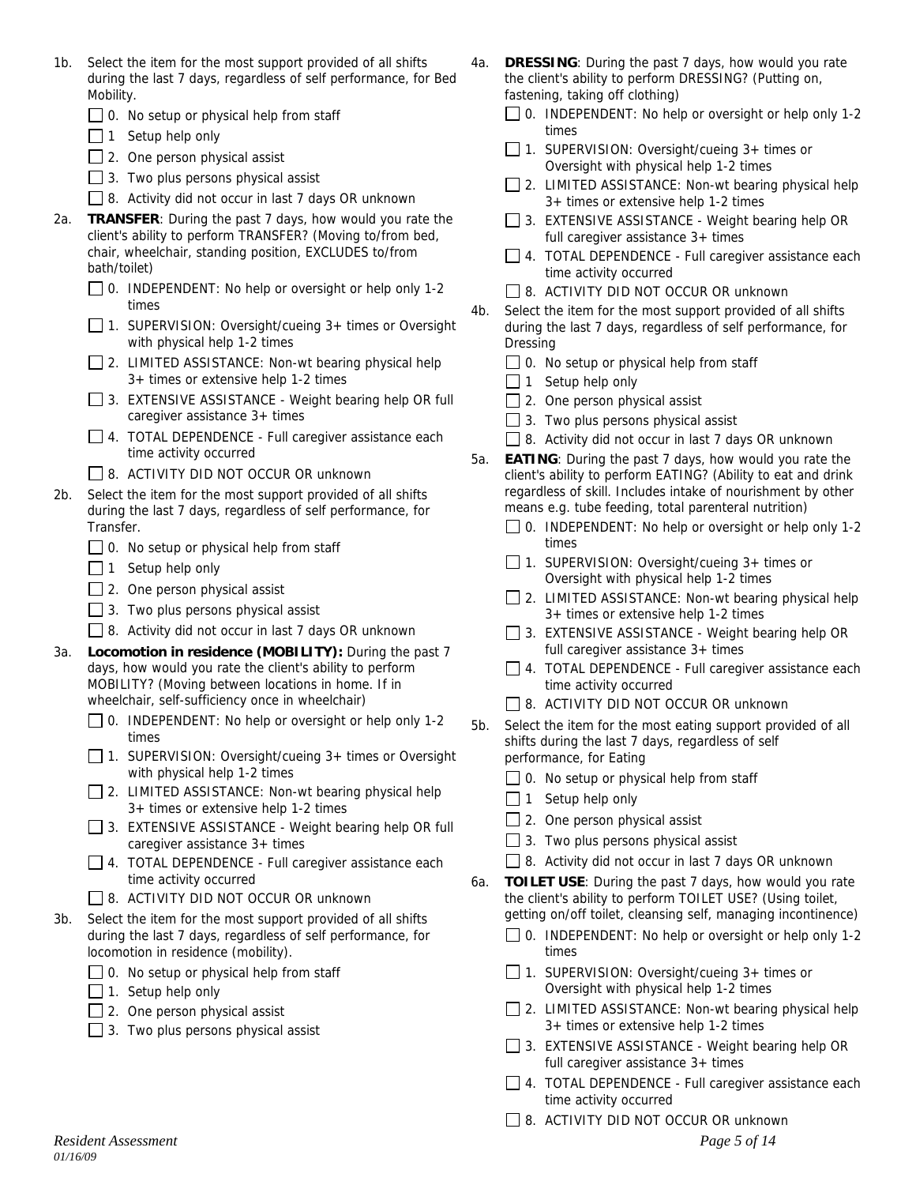1b. Select the item for the most support provided of all shifts during the last 7 days, regardless of self performance, for Bed Mobility.

- ☐ 0. No setup or physical help from staff
- ☐ 1 Setup help only
- ☐ 2. One person physical assist
- ☐ 3. Two plus persons physical assist
- ☐ 8. Activity did not occur in last 7 days OR unknown

2a. **TRANSFER**: During the past 7 days, how would you rate the client's ability to perform TRANSFER? (Moving to/from bed, chair, wheelchair, standing position, EXCLUDES to/from bath/toilet)

- ☐ 0. INDEPENDENT: No help or oversight or help only 1-2 times
- ☐ 1. SUPERVISION: Oversight/cueing 3+ times or Oversight with physical help 1-2 times
- ☐ 2. LIMITED ASSISTANCE: Non-wt bearing physical help 3+ times or extensive help 1-2 times
- ☐ 3. EXTENSIVE ASSISTANCE - Weight bearing help OR full caregiver assistance 3+ times
- ☐ 4. TOTAL DEPENDENCE - Full caregiver assistance each time activity occurred
- ☐ 8. ACTIVITY DID NOT OCCUR OR unknown

2b. Select the item for the most support provided of all shifts during the last 7 days, regardless of self performance, for Transfer.

- ☐ 0. No setup or physical help from staff
- ☐ 1 Setup help only
- ☐ 2. One person physical assist
- ☐ 3. Two plus persons physical assist
- ☐ 8. Activity did not occur in last 7 days OR unknown

3a. **Locomotion in residence (MOBILITY):** During the past 7 days, how would you rate the client's ability to perform MOBILITY? (Moving between locations in home. If in wheelchair, self-sufficiency once in wheelchair)

- ☐ 0. INDEPENDENT: No help or oversight or help only 1-2 times
- ☐ 1. SUPERVISION: Oversight/cueing 3+ times or Oversight with physical help 1-2 times
- ☐ 2. LIMITED ASSISTANCE: Non-wt bearing physical help 3+ times or extensive help 1-2 times
- ☐ 3. EXTENSIVE ASSISTANCE - Weight bearing help OR full caregiver assistance 3+ times
- ☐ 4. TOTAL DEPENDENCE - Full caregiver assistance each time activity occurred
- ☐ 8. ACTIVITY DID NOT OCCUR OR unknown

3b. Select the item for the most support provided of all shifts during the last 7 days, regardless of self performance, for locomotion in residence (mobility).

- ☐ 0. No setup or physical help from staff
- ☐ 1. Setup help only
- ☐ 2. One person physical assist
- ☐ 3. Two plus persons physical assist

4a. **DRESSING**: During the past 7 days, how would you rate the client's ability to perform DRESSING? (Putting on, fastening, taking off clothing)

- ☐ 0. INDEPENDENT: No help or oversight or help only 1-2 times
- ☐ 1. SUPERVISION: Oversight/cueing 3+ times or Oversight with physical help 1-2 times
- ☐ 2. LIMITED ASSISTANCE: Non-wt bearing physical help 3+ times or extensive help 1-2 times
- ☐ 3. EXTENSIVE ASSISTANCE - Weight bearing help OR full caregiver assistance 3+ times
- ☐ 4. TOTAL DEPENDENCE - Full caregiver assistance each time activity occurred
- ☐ 8. ACTIVITY DID NOT OCCUR OR unknown

4b. Select the item for the most support provided of all shifts during the last 7 days, regardless of self performance, for Dressing

- ☐ 0. No setup or physical help from staff
- ☐ 1 Setup help only
- ☐ 2. One person physical assist
- ☐ 3. Two plus persons physical assist
- ☐ 8. Activity did not occur in last 7 days OR unknown

5a. **EATING**: During the past 7 days, how would you rate the client's ability to perform EATING? (Ability to eat and drink regardless of skill. Includes intake of nourishment by other means e.g. tube feeding, total parenteral nutrition)

- ☐ 0. INDEPENDENT: No help or oversight or help only 1-2 times
- ☐ 1. SUPERVISION: Oversight/cueing 3+ times or Oversight with physical help 1-2 times
- ☐ 2. LIMITED ASSISTANCE: Non-wt bearing physical help 3+ times or extensive help 1-2 times
- ☐ 3. EXTENSIVE ASSISTANCE - Weight bearing help OR full caregiver assistance 3+ times
- ☐ 4. TOTAL DEPENDENCE - Full caregiver assistance each time activity occurred
- ☐ 8. ACTIVITY DID NOT OCCUR OR unknown

5b. Select the item for the most eating support provided of all shifts during the last 7 days, regardless of self performance, for Eating

- ☐ 0. No setup or physical help from staff
- ☐ 1 Setup help only
- ☐ 2. One person physical assist
- ☐ 3. Two plus persons physical assist
- ☐ 8. Activity did not occur in last 7 days OR unknown

6a. **TOILET USE**: During the past 7 days, how would you rate the client's ability to perform TOILET USE? (Using toilet, getting on/off toilet, cleansing self, managing incontinence)

- ☐ 0. INDEPENDENT: No help or oversight or help only 1-2 times
- ☐ 1. SUPERVISION: Oversight/cueing 3+ times or Oversight with physical help 1-2 times
- ☐ 2. LIMITED ASSISTANCE: Non-wt bearing physical help 3+ times or extensive help 1-2 times
- ☐ 3. EXTENSIVE ASSISTANCE - Weight bearing help OR full caregiver assistance 3+ times
- ☐ 4. TOTAL DEPENDENCE - Full caregiver assistance each time activity occurred
- ☐ 8. ACTIVITY DID NOT OCCUR OR unknown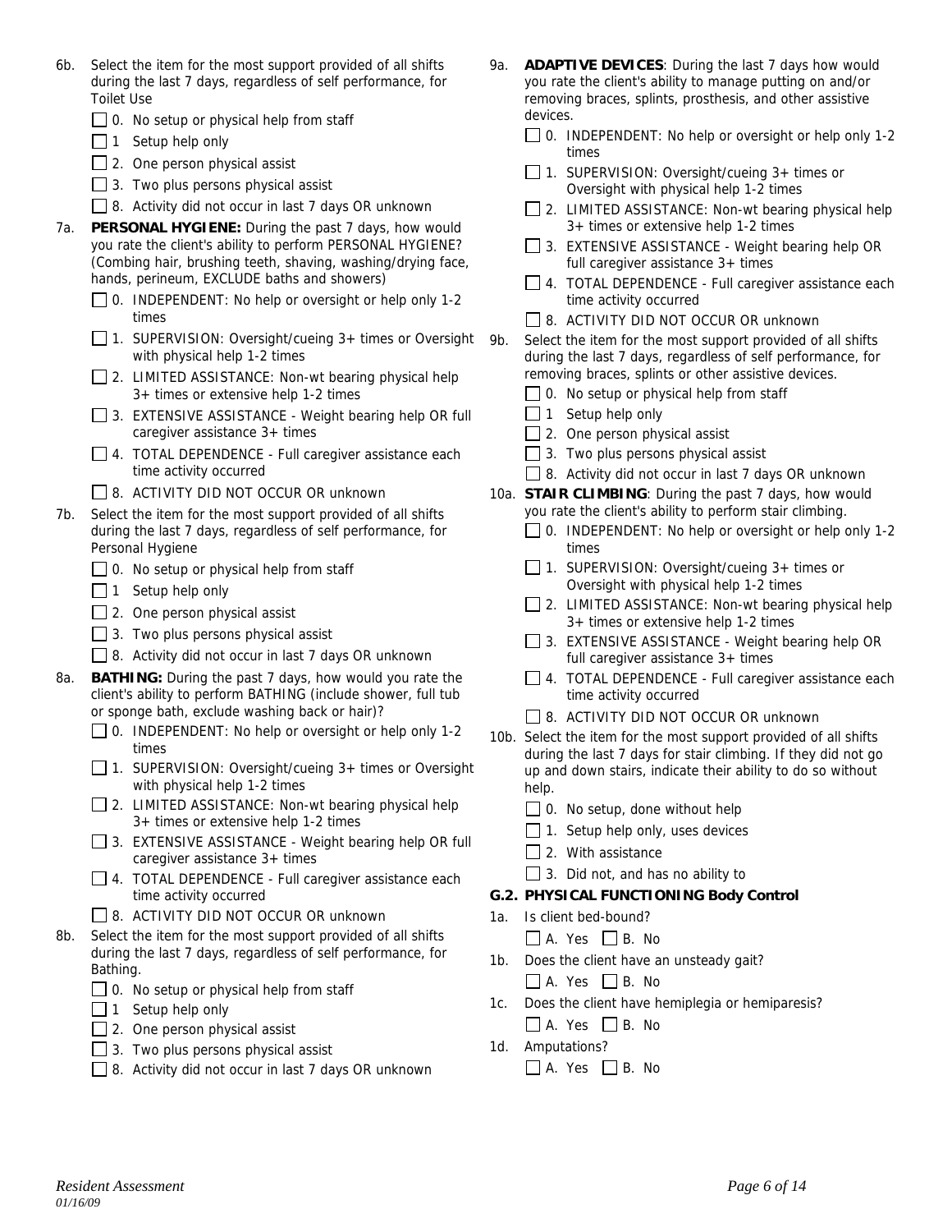6b. Select the item for the most support provided of all shifts during the last 7 days, regardless of self performance, for Toilet Use

- ☐ 0. No setup or physical help from staff
- ☐ 1 Setup help only
- ☐ 2. One person physical assist
- ☐ 3. Two plus persons physical assist
- ☐ 8. Activity did not occur in last 7 days OR unknown

7a. **PERSONAL HYGIENE:** During the past 7 days, how would you rate the client's ability to perform PERSONAL HYGIENE? (Combing hair, brushing teeth, shaving, washing/drying face, hands, perineum, EXCLUDE baths and showers)

- ☐ 0. INDEPENDENT: No help or oversight or help only 1-2 times
- ☐ 1. SUPERVISION: Oversight/cueing 3+ times or Oversight with physical help 1-2 times
- ☐ 2. LIMITED ASSISTANCE: Non-wt bearing physical help 3+ times or extensive help 1-2 times
- ☐ 3. EXTENSIVE ASSISTANCE - Weight bearing help OR full caregiver assistance 3+ times
- ☐ 4. TOTAL DEPENDENCE - Full caregiver assistance each time activity occurred
- ☐ 8. ACTIVITY DID NOT OCCUR OR unknown

7b. Select the item for the most support provided of all shifts during the last 7 days, regardless of self performance, for Personal Hygiene

- ☐ 0. No setup or physical help from staff
- ☐ 1 Setup help only
- ☐ 2. One person physical assist
- ☐ 3. Two plus persons physical assist
- ☐ 8. Activity did not occur in last 7 days OR unknown

8a. **BATHING:** During the past 7 days, how would you rate the client's ability to perform BATHING (include shower, full tub or sponge bath, exclude washing back or hair)?

- ☐ 0. INDEPENDENT: No help or oversight or help only 1-2 times
- ☐ 1. SUPERVISION: Oversight/cueing 3+ times or Oversight with physical help 1-2 times
- ☐ 2. LIMITED ASSISTANCE: Non-wt bearing physical help 3+ times or extensive help 1-2 times
- ☐ 3. EXTENSIVE ASSISTANCE - Weight bearing help OR full caregiver assistance 3+ times
- ☐ 4. TOTAL DEPENDENCE - Full caregiver assistance each time activity occurred
- ☐ 8. ACTIVITY DID NOT OCCUR OR unknown

8b. Select the item for the most support provided of all shifts during the last 7 days, regardless of self performance, for Bathing.

- ☐ 0. No setup or physical help from staff
- ☐ 1 Setup help only
- ☐ 2. One person physical assist
- ☐ 3. Two plus persons physical assist
- ☐ 8. Activity did not occur in last 7 days OR unknown

9a. **ADAPTIVE DEVICES**: During the last 7 days how would you rate the client's ability to manage putting on and/or removing braces, splints, prosthesis, and other assistive devices.

- ☐ 0. INDEPENDENT: No help or oversight or help only 1-2 times
- ☐ 1. SUPERVISION: Oversight/cueing 3+ times or Oversight with physical help 1-2 times
- ☐ 2. LIMITED ASSISTANCE: Non-wt bearing physical help 3+ times or extensive help 1-2 times
- ☐ 3. EXTENSIVE ASSISTANCE - Weight bearing help OR full caregiver assistance 3+ times
- ☐ 4. TOTAL DEPENDENCE - Full caregiver assistance each time activity occurred
- ☐ 8. ACTIVITY DID NOT OCCUR OR unknown

9b. Select the item for the most support provided of all shifts during the last 7 days, regardless of self performance, for removing braces, splints or other assistive devices.

- ☐ 0. No setup or physical help from staff
- ☐ 1 Setup help only
- ☐ 2. One person physical assist
- ☐ 3. Two plus persons physical assist
- ☐ 8. Activity did not occur in last 7 days OR unknown

10a. **STAIR CLIMBING**: During the past 7 days, how would you rate the client's ability to perform stair climbing.

- ☐ 0. INDEPENDENT: No help or oversight or help only 1-2 times
- ☐ 1. SUPERVISION: Oversight/cueing 3+ times or Oversight with physical help 1-2 times
- ☐ 2. LIMITED ASSISTANCE: Non-wt bearing physical help 3+ times or extensive help 1-2 times
- ☐ 3. EXTENSIVE ASSISTANCE - Weight bearing help OR full caregiver assistance 3+ times
- ☐ 4. TOTAL DEPENDENCE - Full caregiver assistance each time activity occurred
- ☐ 8. ACTIVITY DID NOT OCCUR OR unknown

10b. Select the item for the most support provided of all shifts during the last 7 days for stair climbing. If they did not go up and down stairs, indicate their ability to do so without help.

- ☐ 0. No setup, done without help
- ☐ 1. Setup help only, uses devices
- ☐ 2. With assistance
- ☐ 3. Did not, and has no ability to

### G.2. PHYSICAL FUNCTIONING Body Control

1a. Is client bed-bound?

☐ A. Yes ☐ B. No

1b. Does the client have an unsteady gait?

☐ A. Yes ☐ B. No

1c. Does the client have hemiplegia or hemiparesis?

☐ A. Yes ☐ B. No

1d. Amputations?

☐ A. Yes ☐ B. No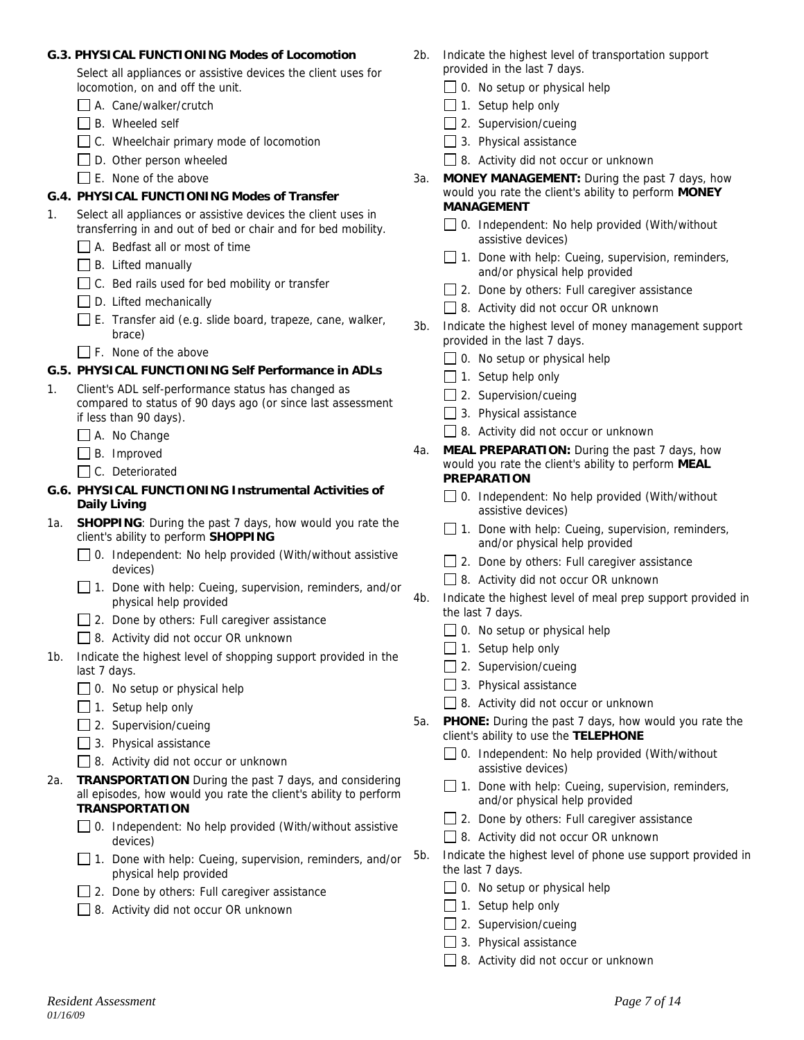### G.3. PHYSICAL FUNCTIONING Modes of Locomotion

Select all appliances or assistive devices the client uses for locomotion, on and off the unit.

- ☐ A. Cane/walker/crutch
- ☐ B. Wheeled self
- ☐ C. Wheelchair primary mode of locomotion
- ☐ D. Other person wheeled
- ☐ E. None of the above

### G.4. PHYSICAL FUNCTIONING Modes of Transfer

1. Select all appliances or assistive devices the client uses in transferring in and out of bed or chair and for bed mobility.
   - ☐ A. Bedfast all or most of time
   - ☐ B. Lifted manually
   - ☐ C. Bed rails used for bed mobility or transfer
   - ☐ D. Lifted mechanically
   - ☐ E. Transfer aid (e.g. slide board, trapeze, cane, walker, brace)
   - ☐ F. None of the above

### G.5. PHYSICAL FUNCTIONING Self Performance in ADLs

1. Client's ADL self-performance status has changed as compared to status of 90 days ago (or since last assessment if less than 90 days).
   - ☐ A. No Change
   - ☐ B. Improved
   - ☐ C. Deteriorated

### G.6. PHYSICAL FUNCTIONING Instrumental Activities of Daily Living

1a. **SHOPPING**: During the past 7 days, how would you rate the client's ability to perform **SHOPPING**

- ☐ 0. Independent: No help provided (With/without assistive devices)
- ☐ 1. Done with help: Cueing, supervision, reminders, and/or physical help provided
- ☐ 2. Done by others: Full caregiver assistance
- ☐ 8. Activity did not occur OR unknown

1b. Indicate the highest level of shopping support provided in the last 7 days.

- ☐ 0. No setup or physical help
- ☐ 1. Setup help only
- ☐ 2. Supervision/cueing
- ☐ 3. Physical assistance
- ☐ 8. Activity did not occur or unknown

2a. **TRANSPORTATION** During the past 7 days, and considering all episodes, how would you rate the client's ability to perform **TRANSPORTATION**

- ☐ 0. Independent: No help provided (With/without assistive devices)
- ☐ 1. Done with help: Cueing, supervision, reminders, and/or physical help provided
- ☐ 2. Done by others: Full caregiver assistance
- ☐ 8. Activity did not occur OR unknown

2b. Indicate the highest level of transportation support provided in the last 7 days.

- ☐ 0. No setup or physical help
- ☐ 1. Setup help only
- ☐ 2. Supervision/cueing
- ☐ 3. Physical assistance
- ☐ 8. Activity did not occur or unknown

3a. **MONEY MANAGEMENT:** During the past 7 days, how would you rate the client's ability to perform **MONEY MANAGEMENT**

- ☐ 0. Independent: No help provided (With/without assistive devices)
- ☐ 1. Done with help: Cueing, supervision, reminders, and/or physical help provided
- ☐ 2. Done by others: Full caregiver assistance
- ☐ 8. Activity did not occur OR unknown

3b. Indicate the highest level of money management support provided in the last 7 days.

- ☐ 0. No setup or physical help
- ☐ 1. Setup help only
- ☐ 2. Supervision/cueing
- ☐ 3. Physical assistance
- ☐ 8. Activity did not occur or unknown

4a. **MEAL PREPARATION:** During the past 7 days, how would you rate the client's ability to perform **MEAL PREPARATION**

- ☐ 0. Independent: No help provided (With/without assistive devices)
- ☐ 1. Done with help: Cueing, supervision, reminders, and/or physical help provided
- ☐ 2. Done by others: Full caregiver assistance
- ☐ 8. Activity did not occur OR unknown

4b. Indicate the highest level of meal prep support provided in the last 7 days.

- ☐ 0. No setup or physical help
- ☐ 1. Setup help only
- ☐ 2. Supervision/cueing
- ☐ 3. Physical assistance
- ☐ 8. Activity did not occur or unknown

5a. **PHONE:** During the past 7 days, how would you rate the client's ability to use the **TELEPHONE**

- ☐ 0. Independent: No help provided (With/without assistive devices)
- ☐ 1. Done with help: Cueing, supervision, reminders, and/or physical help provided
- ☐ 2. Done by others: Full caregiver assistance
- ☐ 8. Activity did not occur OR unknown

5b. Indicate the highest level of phone use support provided in the last 7 days.

- ☐ 0. No setup or physical help
- ☐ 1. Setup help only
- ☐ 2. Supervision/cueing
- ☐ 3. Physical assistance
- ☐ 8. Activity did not occur or unknown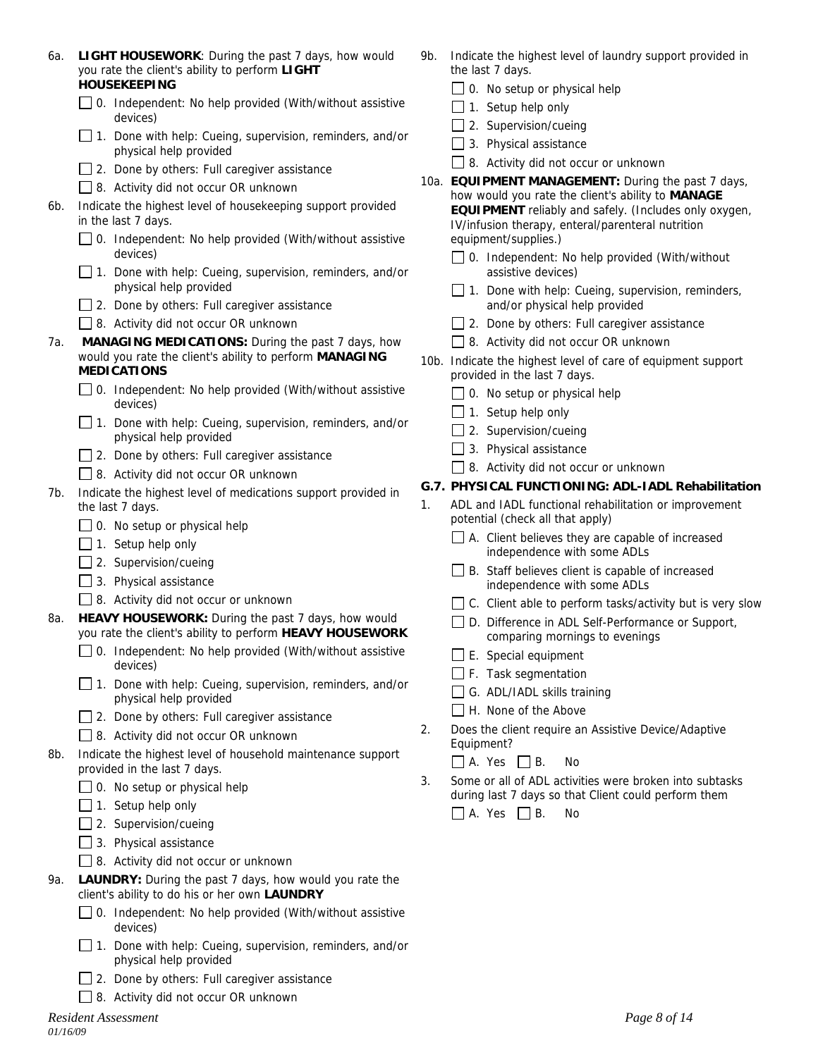6a. **LIGHT HOUSEWORK**: During the past 7 days, how would you rate the client's ability to perform **LIGHT HOUSEKEEPING**

- ☐ 0. Independent: No help provided (With/without assistive devices)
- ☐ 1. Done with help: Cueing, supervision, reminders, and/or physical help provided
- ☐ 2. Done by others: Full caregiver assistance
- ☐ 8. Activity did not occur OR unknown

6b. Indicate the highest level of housekeeping support provided in the last 7 days.

- ☐ 0. Independent: No help provided (With/without assistive devices)
- ☐ 1. Done with help: Cueing, supervision, reminders, and/or physical help provided
- ☐ 2. Done by others: Full caregiver assistance
- ☐ 8. Activity did not occur OR unknown

7a. **MANAGING MEDICATIONS:** During the past 7 days, how would you rate the client's ability to perform **MANAGING MEDICATIONS**

- ☐ 0. Independent: No help provided (With/without assistive devices)
- ☐ 1. Done with help: Cueing, supervision, reminders, and/or physical help provided
- ☐ 2. Done by others: Full caregiver assistance
- ☐ 8. Activity did not occur OR unknown

7b. Indicate the highest level of medications support provided in the last 7 days.

- ☐ 0. No setup or physical help
- ☐ 1. Setup help only
- ☐ 2. Supervision/cueing
- ☐ 3. Physical assistance
- ☐ 8. Activity did not occur or unknown

8a. **HEAVY HOUSEWORK:** During the past 7 days, how would you rate the client's ability to perform **HEAVY HOUSEWORK**

- ☐ 0. Independent: No help provided (With/without assistive devices)
- ☐ 1. Done with help: Cueing, supervision, reminders, and/or physical help provided
- ☐ 2. Done by others: Full caregiver assistance
- ☐ 8. Activity did not occur OR unknown

8b. Indicate the highest level of household maintenance support provided in the last 7 days.

- ☐ 0. No setup or physical help
- ☐ 1. Setup help only
- ☐ 2. Supervision/cueing
- ☐ 3. Physical assistance
- ☐ 8. Activity did not occur or unknown

9a. **LAUNDRY:** During the past 7 days, how would you rate the client's ability to do his or her own **LAUNDRY**

- ☐ 0. Independent: No help provided (With/without assistive devices)
- ☐ 1. Done with help: Cueing, supervision, reminders, and/or physical help provided
- ☐ 2. Done by others: Full caregiver assistance
- ☐ 8. Activity did not occur OR unknown

9b. Indicate the highest level of laundry support provided in the last 7 days.

- ☐ 0. No setup or physical help
- ☐ 1. Setup help only
- ☐ 2. Supervision/cueing
- ☐ 3. Physical assistance
- ☐ 8. Activity did not occur or unknown

10a. **EQUIPMENT MANAGEMENT:** During the past 7 days, how would you rate the client's ability to **MANAGE EQUIPMENT** reliably and safely. (Includes only oxygen, IV/infusion therapy, enteral/parenteral nutrition equipment/supplies.)

- ☐ 0. Independent: No help provided (With/without assistive devices)
- ☐ 1. Done with help: Cueing, supervision, reminders, and/or physical help provided
- ☐ 2. Done by others: Full caregiver assistance
- ☐ 8. Activity did not occur OR unknown

10b. Indicate the highest level of care of equipment support provided in the last 7 days.

- ☐ 0. No setup or physical help
- ☐ 1. Setup help only
- ☐ 2. Supervision/cueing
- ☐ 3. Physical assistance
- ☐ 8. Activity did not occur or unknown

### G.7. PHYSICAL FUNCTIONING: ADL-IADL Rehabilitation

1. ADL and IADL functional rehabilitation or improvement potential (check all that apply)
   - ☐ A. Client believes they are capable of increased independence with some ADLs
   - ☐ B. Staff believes client is capable of increased independence with some ADLs
   - ☐ C. Client able to perform tasks/activity but is very slow
   - ☐ D. Difference in ADL Self-Performance or Support, comparing mornings to evenings
   - ☐ E. Special equipment
   - ☐ F. Task segmentation
   - ☐ G. ADL/IADL skills training
   - ☐ H. None of the Above

2. Does the client require an Assistive Device/Adaptive Equipment?

   ☐ A. Yes ☐ B. No

3. Some or all of ADL activities were broken into subtasks during last 7 days so that Client could perform them

   ☐ A. Yes ☐ B. No

*Resident Assessment*
*01/16/09*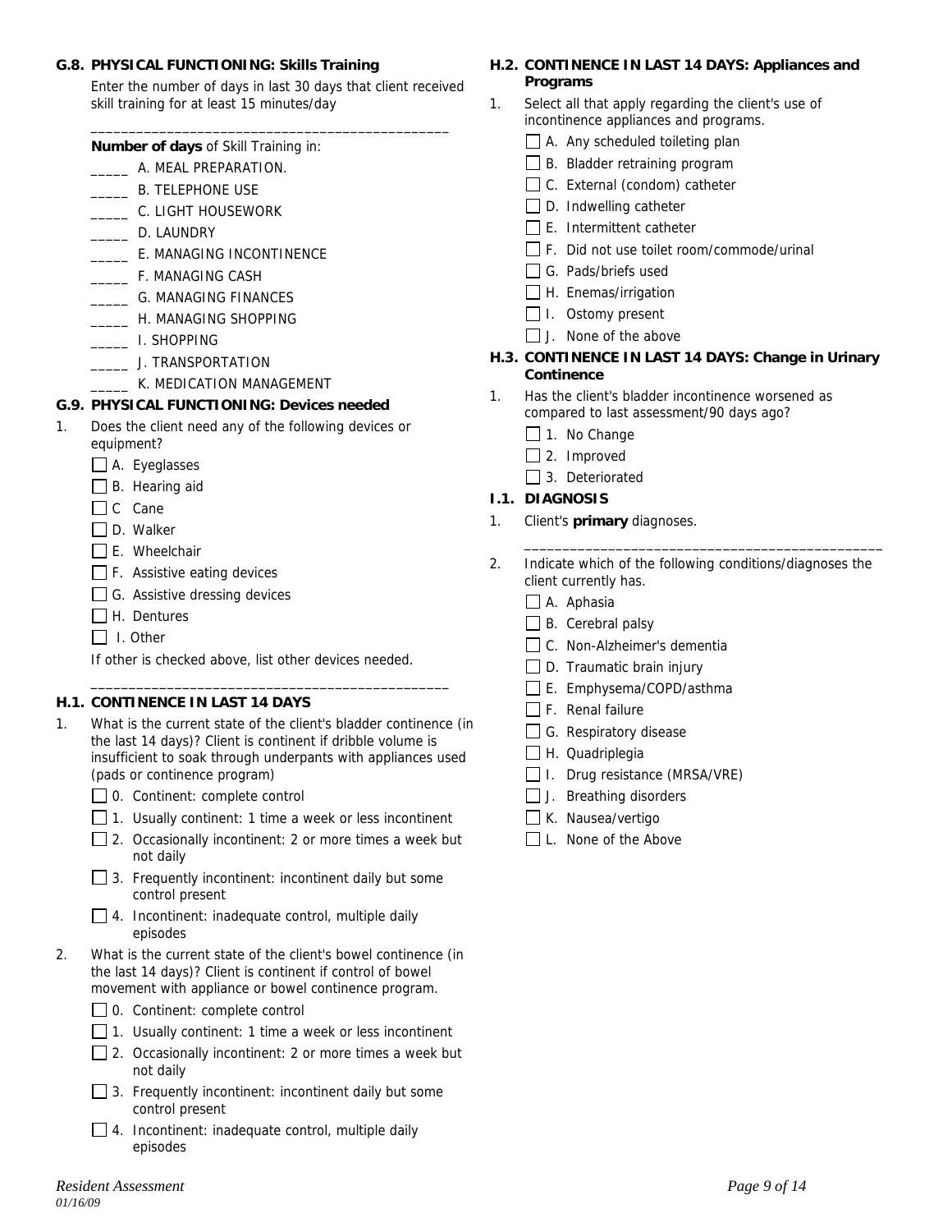### G.8. PHYSICAL FUNCTIONING: Skills Training

Enter the number of days in last 30 days that client received skill training for at least 15 minutes/day

_______________________________________________

**Number of days** of Skill Training in:

_____ A. MEAL PREPARATION.

_____ B. TELEPHONE USE

_____ C. LIGHT HOUSEWORK

_____ D. LAUNDRY

_____ E. MANAGING INCONTINENCE

_____ F. MANAGING CASH

_____ G. MANAGING FINANCES

_____ H. MANAGING SHOPPING

_____ I. SHOPPING

_____ J. TRANSPORTATION

_____ K. MEDICATION MANAGEMENT

### G.9. PHYSICAL FUNCTIONING: Devices needed

1. Does the client need any of the following devices or equipment?
   - ☐ A. Eyeglasses
   - ☐ B. Hearing aid
   - ☐ C Cane
   - ☐ D. Walker
   - ☐ E. Wheelchair
   - ☐ F. Assistive eating devices
   - ☐ G. Assistive dressing devices
   - ☐ H. Dentures
   - ☐ I. Other

   If other is checked above, list other devices needed.

   _______________________________________________

### H.1. CONTINENCE IN LAST 14 DAYS

1. What is the current state of the client's bladder continence (in the last 14 days)? Client is continent if dribble volume is insufficient to soak through underpants with appliances used (pads or continence program)
   - ☐ 0. Continent: complete control
   - ☐ 1. Usually continent: 1 time a week or less incontinent
   - ☐ 2. Occasionally incontinent: 2 or more times a week but not daily
   - ☐ 3. Frequently incontinent: incontinent daily but some control present
   - ☐ 4. Incontinent: inadequate control, multiple daily episodes
2. What is the current state of the client's bowel continence (in the last 14 days)? Client is continent if control of bowel movement with appliance or bowel continence program.
   - ☐ 0. Continent: complete control
   - ☐ 1. Usually continent: 1 time a week or less incontinent
   - ☐ 2. Occasionally incontinent: 2 or more times a week but not daily
   - ☐ 3. Frequently incontinent: incontinent daily but some control present
   - ☐ 4. Incontinent: inadequate control, multiple daily episodes

### H.2. CONTINENCE IN LAST 14 DAYS: Appliances and Programs

1. Select all that apply regarding the client's use of incontinence appliances and programs.
   - ☐ A. Any scheduled toileting plan
   - ☐ B. Bladder retraining program
   - ☐ C. External (condom) catheter
   - ☐ D. Indwelling catheter
   - ☐ E. Intermittent catheter
   - ☐ F. Did not use toilet room/commode/urinal
   - ☐ G. Pads/briefs used
   - ☐ H. Enemas/irrigation
   - ☐ I. Ostomy present
   - ☐ J. None of the above

### H.3. CONTINENCE IN LAST 14 DAYS: Change in Urinary Continence

1. Has the client's bladder incontinence worsened as compared to last assessment/90 days ago?
   - ☐ 1. No Change
   - ☐ 2. Improved
   - ☐ 3. Deteriorated

### I.1. DIAGNOSIS

1. Client's **primary** diagnoses.

   _______________________________________________

2. Indicate which of the following conditions/diagnoses the client currently has.
   - ☐ A. Aphasia
   - ☐ B. Cerebral palsy
   - ☐ C. Non-Alzheimer's dementia
   - ☐ D. Traumatic brain injury
   - ☐ E. Emphysema/COPD/asthma
   - ☐ F. Renal failure
   - ☐ G. Respiratory disease
   - ☐ H. Quadriplegia
   - ☐ I. Drug resistance (MRSA/VRE)
   - ☐ J. Breathing disorders
   - ☐ K. Nausea/vertigo
   - ☐ L. None of the Above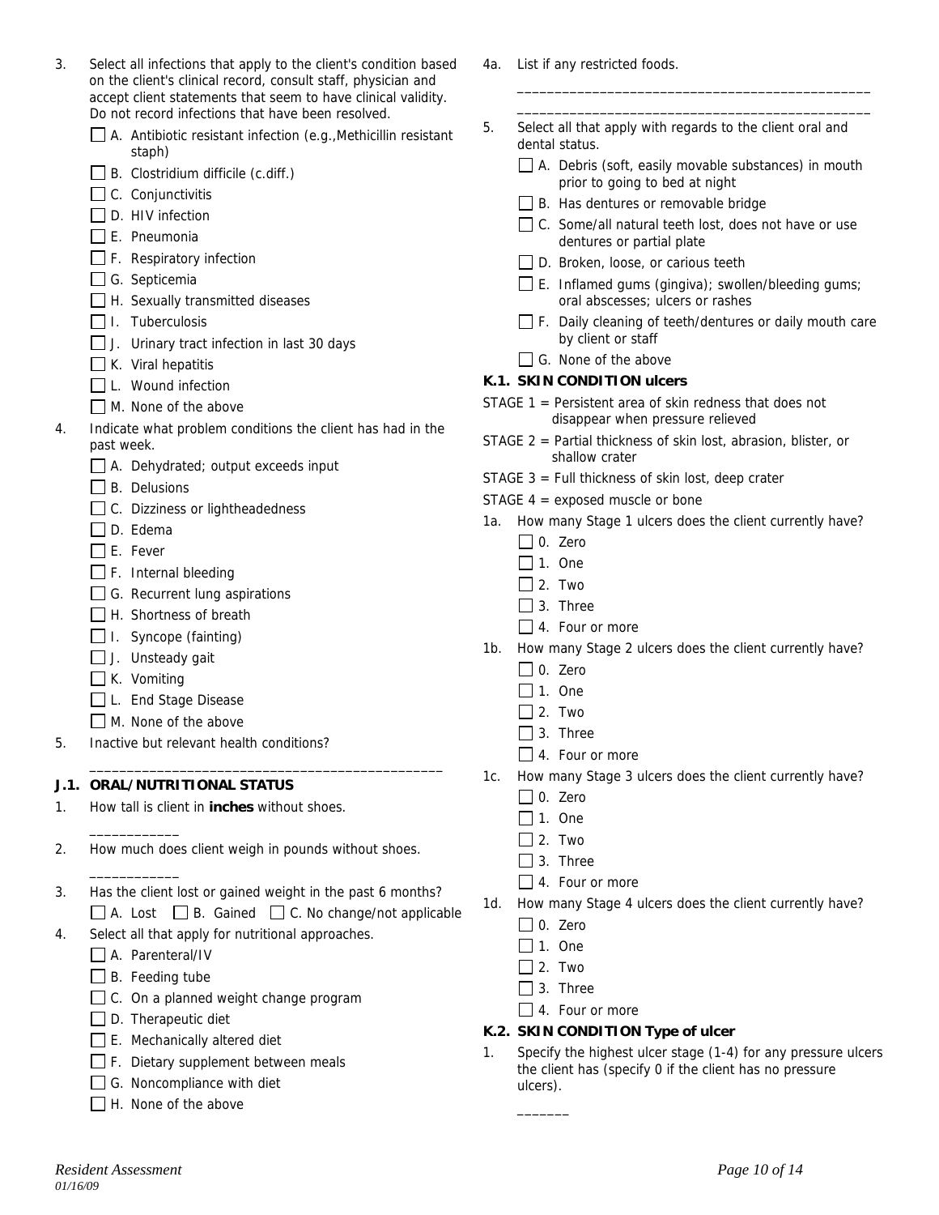3. Select all infections that apply to the client's condition based on the client's clinical record, consult staff, physician and accept client statements that seem to have clinical validity. Do not record infections that have been resolved.
   - ☐ A. Antibiotic resistant infection (e.g.,Methicillin resistant staph)
   - ☐ B. Clostridium difficile (c.diff.)
   - ☐ C. Conjunctivitis
   - ☐ D. HIV infection
   - ☐ E. Pneumonia
   - ☐ F. Respiratory infection
   - ☐ G. Septicemia
   - ☐ H. Sexually transmitted diseases
   - ☐ I. Tuberculosis
   - ☐ J. Urinary tract infection in last 30 days
   - ☐ K. Viral hepatitis
   - ☐ L. Wound infection
   - ☐ M. None of the above

4. Indicate what problem conditions the client has had in the past week.
   - ☐ A. Dehydrated; output exceeds input
   - ☐ B. Delusions
   - ☐ C. Dizziness or lightheadedness
   - ☐ D. Edema
   - ☐ E. Fever
   - ☐ F. Internal bleeding
   - ☐ G. Recurrent lung aspirations
   - ☐ H. Shortness of breath
   - ☐ I. Syncope (fainting)
   - ☐ J. Unsteady gait
   - ☐ K. Vomiting
   - ☐ L. End Stage Disease
   - ☐ M. None of the above

5. Inactive but relevant health conditions?

   ______________________________________________

**J.1. ORAL/NUTRITIONAL STATUS**

1. How tall is client in **inches** without shoes.

   ____________

2. How much does client weigh in pounds without shoes.

   ____________

3. Has the client lost or gained weight in the past 6 months?

   ☐ A. Lost ☐ B. Gained ☐ C. No change/not applicable

4. Select all that apply for nutritional approaches.
   - ☐ A. Parenteral/IV
   - ☐ B. Feeding tube
   - ☐ C. On a planned weight change program
   - ☐ D. Therapeutic diet
   - ☐ E. Mechanically altered diet
   - ☐ F. Dietary supplement between meals
   - ☐ G. Noncompliance with diet
   - ☐ H. None of the above

4a. List if any restricted foods.

   ______________________________________________

   ______________________________________________

5. Select all that apply with regards to the client oral and dental status.
   - ☐ A. Debris (soft, easily movable substances) in mouth prior to going to bed at night
   - ☐ B. Has dentures or removable bridge
   - ☐ C. Some/all natural teeth lost, does not have or use dentures or partial plate
   - ☐ D. Broken, loose, or carious teeth
   - ☐ E. Inflamed gums (gingiva); swollen/bleeding gums; oral abscesses; ulcers or rashes
   - ☐ F. Daily cleaning of teeth/dentures or daily mouth care by client or staff
   - ☐ G. None of the above

**K.1. SKIN CONDITION ulcers**

STAGE 1 = Persistent area of skin redness that does not disappear when pressure relieved

STAGE 2 = Partial thickness of skin lost, abrasion, blister, or shallow crater

STAGE 3 = Full thickness of skin lost, deep crater

STAGE 4 = exposed muscle or bone

1a. How many Stage 1 ulcers does the client currently have?
   - ☐ 0. Zero
   - ☐ 1. One
   - ☐ 2. Two
   - ☐ 3. Three
   - ☐ 4. Four or more

1b. How many Stage 2 ulcers does the client currently have?
   - ☐ 0. Zero
   - ☐ 1. One
   - ☐ 2. Two
   - ☐ 3. Three
   - ☐ 4. Four or more

1c. How many Stage 3 ulcers does the client currently have?
   - ☐ 0. Zero
   - ☐ 1. One
   - ☐ 2. Two
   - ☐ 3. Three
   - ☐ 4. Four or more

1d. How many Stage 4 ulcers does the client currently have?
   - ☐ 0. Zero
   - ☐ 1. One
   - ☐ 2. Two
   - ☐ 3. Three
   - ☐ 4. Four or more

**K.2. SKIN CONDITION Type of ulcer**

1. Specify the highest ulcer stage (1-4) for any pressure ulcers the client has (specify 0 if the client has no pressure ulcers).

   _______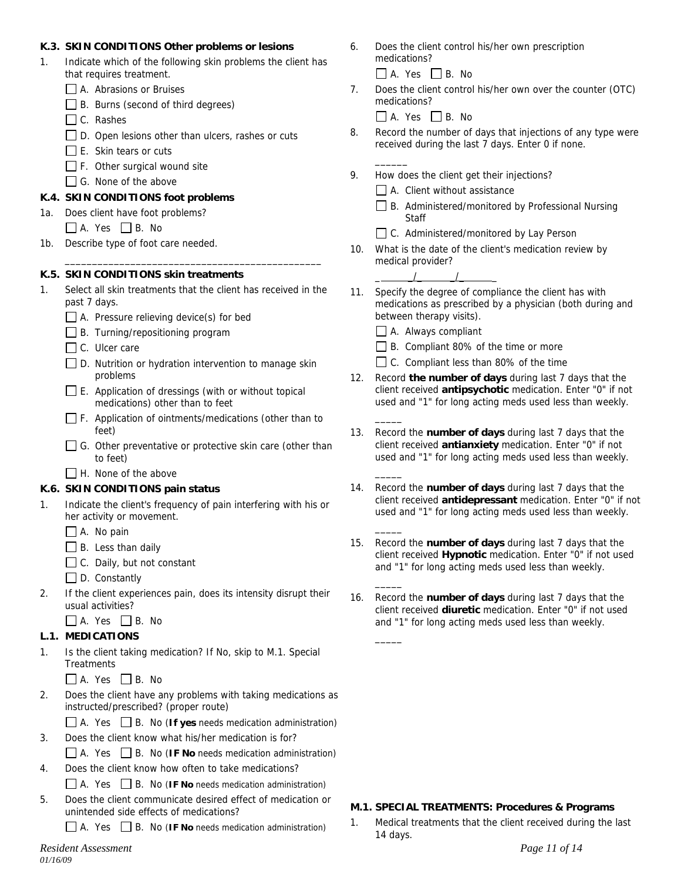### K.3. SKIN CONDITIONS Other problems or lesions

1. Indicate which of the following skin problems the client has that requires treatment.

   - ☐ A. Abrasions or Bruises
   - ☐ B. Burns (second of third degrees)
   - ☐ C. Rashes
   - ☐ D. Open lesions other than ulcers, rashes or cuts
   - ☐ E. Skin tears or cuts
   - ☐ F. Other surgical wound site
   - ☐ G. None of the above

### K.4. SKIN CONDITIONS foot problems

1a. Does client have foot problems?

   ☐ A. Yes ☐ B. No

1b. Describe type of foot care needed.

   _______________________________________________

### K.5. SKIN CONDITIONS skin treatments

1. Select all skin treatments that the client has received in the past 7 days.

   - ☐ A. Pressure relieving device(s) for bed
   - ☐ B. Turning/repositioning program
   - ☐ C. Ulcer care
   - ☐ D. Nutrition or hydration intervention to manage skin problems
   - ☐ E. Application of dressings (with or without topical medications) other than to feet
   - ☐ F. Application of ointments/medications (other than to feet)
   - ☐ G. Other preventative or protective skin care (other than to feet)
   - ☐ H. None of the above

### K.6. SKIN CONDITIONS pain status

1. Indicate the client's frequency of pain interfering with his or her activity or movement.

   - ☐ A. No pain
   - ☐ B. Less than daily
   - ☐ C. Daily, but not constant
   - ☐ D. Constantly

2. If the client experiences pain, does its intensity disrupt their usual activities?

   ☐ A. Yes ☐ B. No

### L.1. MEDICATIONS

1. Is the client taking medication? If No, skip to M.1. Special Treatments

   ☐ A. Yes ☐ B. No

2. Does the client have any problems with taking medications as instructed/prescribed? (proper route)

   ☐ A. Yes ☐ B. No (**If yes** needs medication administration)

3. Does the client know what his/her medication is for?

   ☐ A. Yes ☐ B. No (**IF No** needs medication administration)

4. Does the client know how often to take medications?

   ☐ A. Yes ☐ B. No (**IF No** needs medication administration)

5. Does the client communicate desired effect of medication or unintended side effects of medications?

   ☐ A. Yes ☐ B. No (**IF No** needs medication administration)

6. Does the client control his/her own prescription medications?

   ☐ A. Yes ☐ B. No

7. Does the client control his/her own over the counter (OTC) medications?

   ☐ A. Yes ☐ B. No

8. Record the number of days that injections of any type were received during the last 7 days. Enter 0 if none.

   ______

9. How does the client get their injections?

   - ☐ A. Client without assistance
   - ☐ B. Administered/monitored by Professional Nursing Staff
   - ☐ C. Administered/monitored by Lay Person

10. What is the date of the client's medication review by medical provider?

    ______/______/______

11. Specify the degree of compliance the client has with medications as prescribed by a physician (both during and between therapy visits).

    - ☐ A. Always compliant
    - ☐ B. Compliant 80% of the time or more
    - ☐ C. Compliant less than 80% of the time

12. Record **the number of days** during last 7 days that the client received **antipsychotic** medication. Enter "0" if not used and "1" for long acting meds used less than weekly.

    _____

13. Record the **number of days** during last 7 days that the client received **antianxiety** medication. Enter "0" if not used and "1" for long acting meds used less than weekly.

    _____

14. Record the **number of days** during last 7 days that the client received **antidepressant** medication. Enter "0" if not used and "1" for long acting meds used less than weekly.

    _____

15. Record the **number of days** during last 7 days that the client received **Hypnotic** medication. Enter "0" if not used and "1" for long acting meds used less than weekly.

    _____

16. Record the **number of days** during last 7 days that the client received **diuretic** medication. Enter "0" if not used and "1" for long acting meds used less than weekly.

    _____

### M.1. SPECIAL TREATMENTS: Procedures & Programs

1. Medical treatments that the client received during the last 14 days.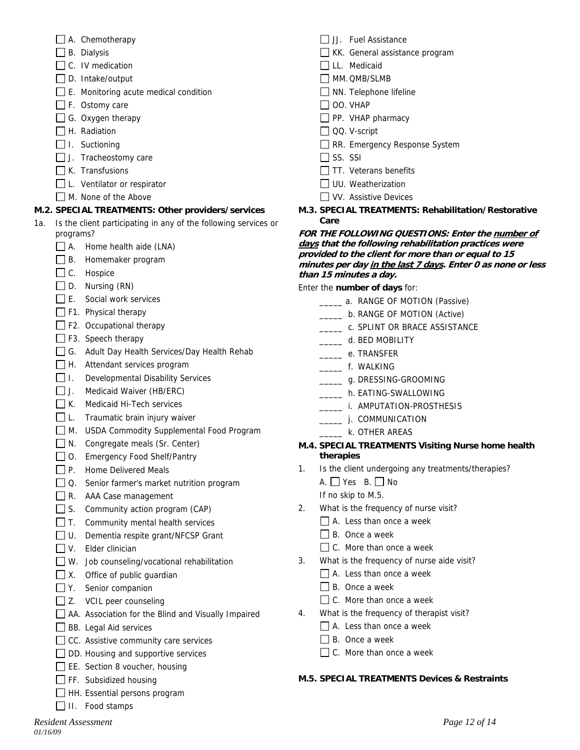- ☐ A. Chemotherapy
- ☐ B. Dialysis
- ☐ C. IV medication
- ☐ D. Intake/output
- ☐ E. Monitoring acute medical condition
- ☐ F. Ostomy care
- ☐ G. Oxygen therapy
- ☐ H. Radiation
- ☐ I. Suctioning
- ☐ J. Tracheostomy care
- ☐ K. Transfusions
- ☐ L. Ventilator or respirator
- ☐ M. None of the Above

**M.2. SPECIAL TREATMENTS: Other providers/services**

1a. Is the client participating in any of the following services or programs?

- ☐ A. Home health aide (LNA)
- ☐ B. Homemaker program
- ☐ C. Hospice
- ☐ D. Nursing (RN)
- ☐ E. Social work services
- ☐ F1. Physical therapy
- ☐ F2. Occupational therapy
- ☐ F3. Speech therapy
- ☐ G. Adult Day Health Services/Day Health Rehab
- ☐ H. Attendant services program
- ☐ I. Developmental Disability Services
- ☐ J. Medicaid Waiver (HB/ERC)
- ☐ K. Medicaid Hi-Tech services
- ☐ L. Traumatic brain injury waiver
- ☐ M. USDA Commodity Supplemental Food Program
- ☐ N. Congregate meals (Sr. Center)
- ☐ O. Emergency Food Shelf/Pantry
- ☐ P. Home Delivered Meals
- ☐ Q. Senior farmer's market nutrition program
- ☐ R. AAA Case management
- ☐ S. Community action program (CAP)
- ☐ T. Community mental health services
- ☐ U. Dementia respite grant/NFCSP Grant
- ☐ V. Elder clinician
- ☐ W. Job counseling/vocational rehabilitation
- ☐ X. Office of public guardian
- ☐ Y. Senior companion
- ☐ Z. VCIL peer counseling
- ☐ AA. Association for the Blind and Visually Impaired
- ☐ BB. Legal Aid services
- ☐ CC. Assistive community care services
- ☐ DD. Housing and supportive services
- ☐ EE. Section 8 voucher, housing
- ☐ FF. Subsidized housing
- ☐ HH. Essential persons program
- ☐ II. Food stamps
- ☐ JJ. Fuel Assistance
- ☐ KK. General assistance program
- ☐ LL. Medicaid
- ☐ MM. QMB/SLMB
- ☐ NN. Telephone lifeline
- ☐ OO. VHAP
- ☐ PP. VHAP pharmacy
- ☐ QQ. V-script
- ☐ RR. Emergency Response System
- ☐ SS. SSI
- ☐ TT. Veterans benefits
- ☐ UU. Weatherization
- ☐ VV. Assistive Devices

**M.3. SPECIAL TREATMENTS: Rehabilitation/Restorative Care**

***FOR THE FOLLOWING QUESTIONS: Enter the number of days that the following rehabilitation practices were provided to the client for more than or equal to 15 minutes per day in the last 7 days. Enter 0 as none or less than 15 minutes a day.***

Enter the **number of days** for:

- _____ a. RANGE OF MOTION (Passive)
- _____ b. RANGE OF MOTION (Active)
- _____ c. SPLINT OR BRACE ASSISTANCE
- _____ d. BED MOBILITY
- _____ e. TRANSFER
- _____ f. WALKING
- _____ g. DRESSING-GROOMING
- _____ h. EATING-SWALLOWING
- _____ i. AMPUTATION-PROSTHESIS
- _____ j. COMMUNICATION
- _____ k. OTHER AREAS

**M.4. SPECIAL TREATMENTS Visiting Nurse home health therapies**

1. Is the client undergoing any treatments/therapies?

   A. ☐ Yes B. ☐ No

   If no skip to M.5.

2. What is the frequency of nurse visit?
   - ☐ A. Less than once a week
   - ☐ B. Once a week
   - ☐ C. More than once a week

3. What is the frequency of nurse aide visit?
   - ☐ A. Less than once a week
   - ☐ B. Once a week
   - ☐ C. More than once a week

4. What is the frequency of therapist visit?
   - ☐ A. Less than once a week
   - ☐ B. Once a week
   - ☐ C. More than once a week

**M.5. SPECIAL TREATMENTS Devices & Restraints**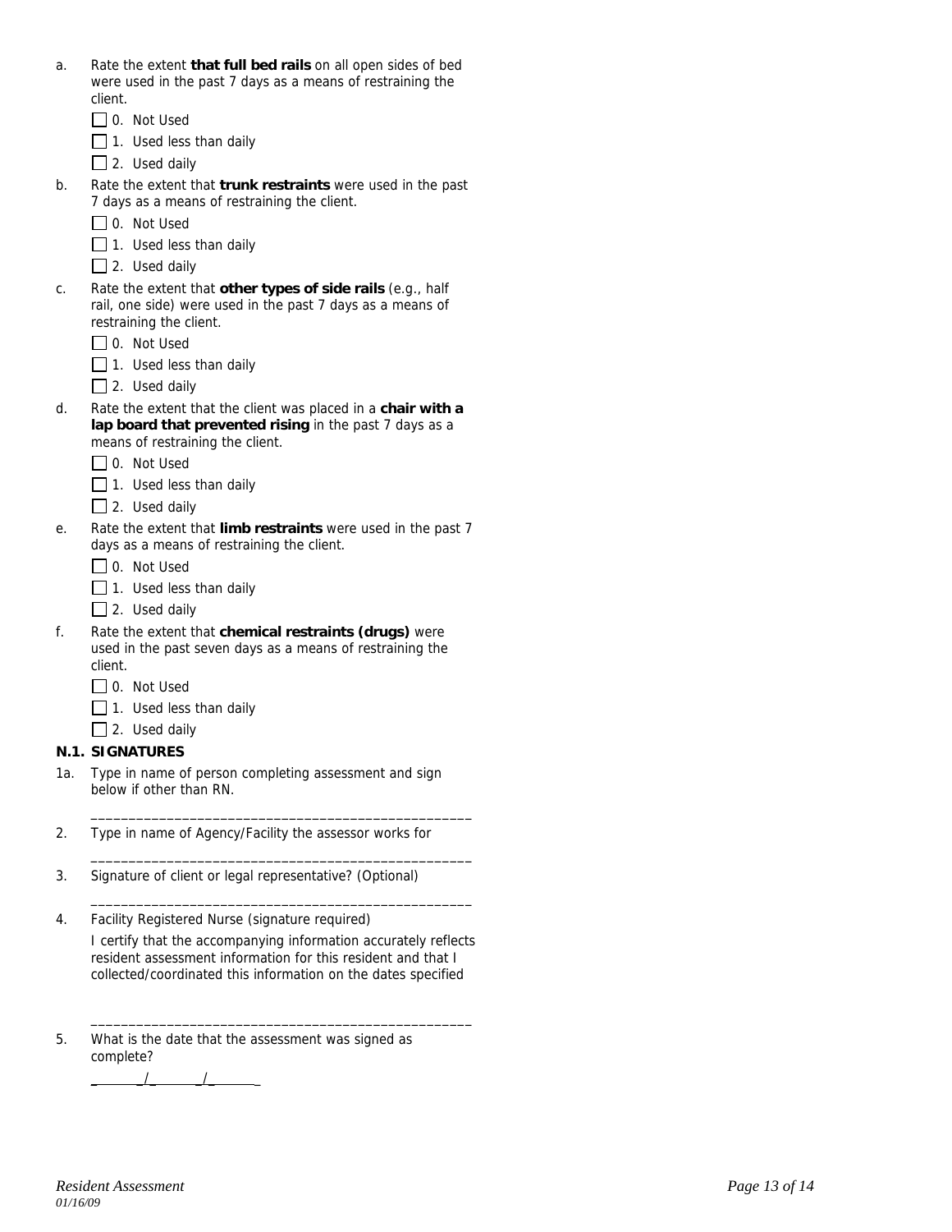a. Rate the extent **that full bed rails** on all open sides of bed were used in the past 7 days as a means of restraining the client.

- ☐ 0. Not Used
- ☐ 1. Used less than daily
- ☐ 2. Used daily

b. Rate the extent that **trunk restraints** were used in the past 7 days as a means of restraining the client.

- ☐ 0. Not Used
- ☐ 1. Used less than daily
- ☐ 2. Used daily

c. Rate the extent that **other types of side rails** (e.g., half rail, one side) were used in the past 7 days as a means of restraining the client.

- ☐ 0. Not Used
- ☐ 1. Used less than daily
- ☐ 2. Used daily

d. Rate the extent that the client was placed in a **chair with a lap board that prevented rising** in the past 7 days as a means of restraining the client.

- ☐ 0. Not Used
- ☐ 1. Used less than daily
- ☐ 2. Used daily

e. Rate the extent that **limb restraints** were used in the past 7 days as a means of restraining the client.

- ☐ 0. Not Used
- ☐ 1. Used less than daily
- ☐ 2. Used daily

f. Rate the extent that **chemical restraints (drugs)** were used in the past seven days as a means of restraining the client.

- ☐ 0. Not Used
- ☐ 1. Used less than daily
- ☐ 2. Used daily

**N.1. SIGNATURES**

1a. Type in name of person completing assessment and sign below if other than RN.

__________________________________________________

2. Type in name of Agency/Facility the assessor works for

__________________________________________________

3. Signature of client or legal representative? (Optional)

__________________________________________________

4. Facility Registered Nurse (signature required)

I certify that the accompanying information accurately reflects resident assessment information for this resident and that I collected/coordinated this information on the dates specified

__________________________________________________

5. What is the date that the assessment was signed as complete?

_______/_______/_______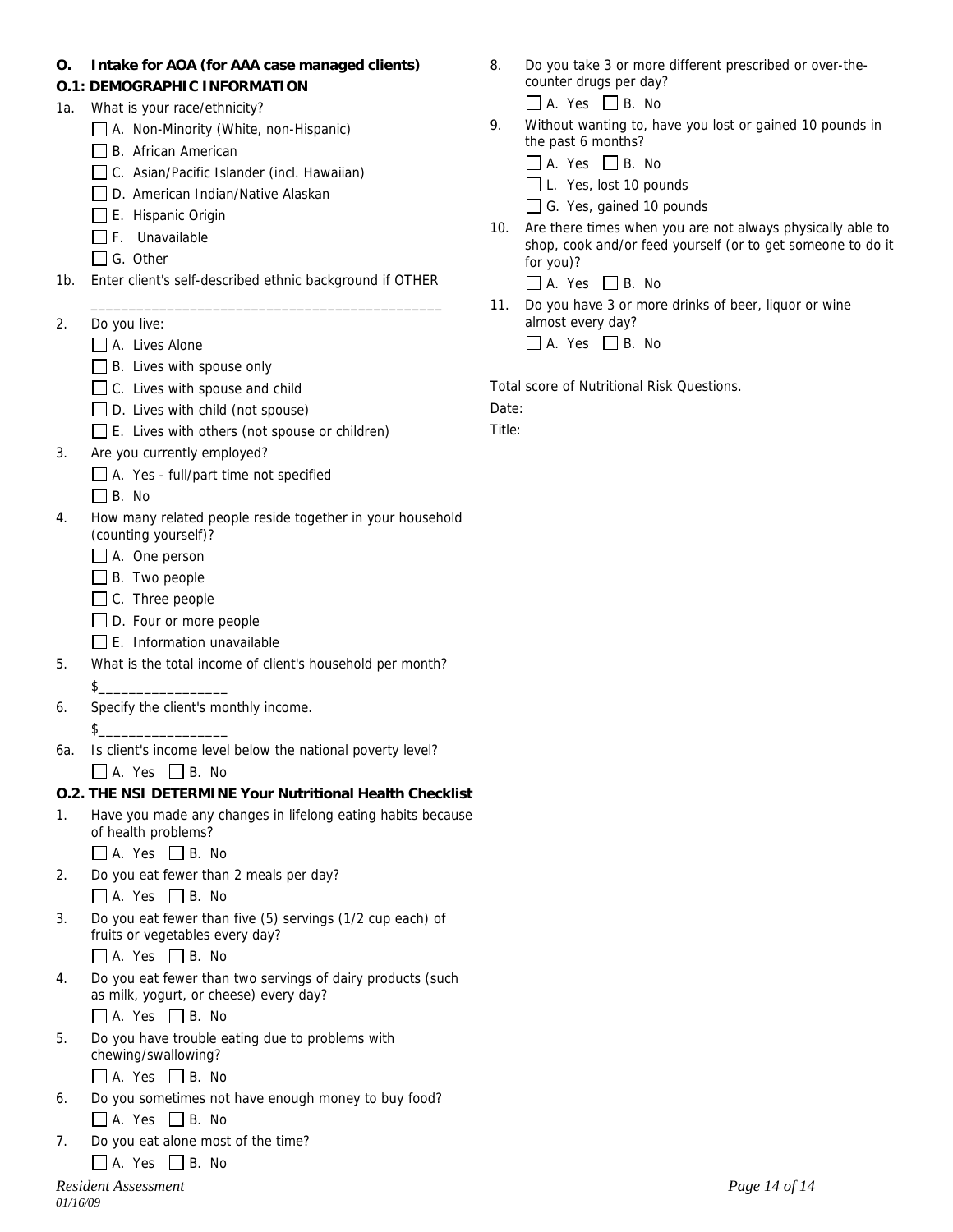## O. Intake for AOA (for AAA case managed clients)

### O.1: DEMOGRAPHIC INFORMATION

1a. What is your race/ethnicity?

- ☐ A. Non-Minority (White, non-Hispanic)
- ☐ B. African American
- ☐ C. Asian/Pacific Islander (incl. Hawaiian)
- ☐ D. American Indian/Native Alaskan
- ☐ E. Hispanic Origin
- ☐ F. Unavailable
- ☐ G. Other

1b. Enter client's self-described ethnic background if OTHER

_______________________________________________

2. Do you live:

- ☐ A. Lives Alone
- ☐ B. Lives with spouse only
- ☐ C. Lives with spouse and child
- ☐ D. Lives with child (not spouse)
- ☐ E. Lives with others (not spouse or children)

3. Are you currently employed?

- ☐ A. Yes - full/part time not specified
- ☐ B. No

4. How many related people reside together in your household (counting yourself)?

- ☐ A. One person
- ☐ B. Two people
- ☐ C. Three people
- ☐ D. Four or more people
- ☐ E. Information unavailable

5. What is the total income of client's household per month?

$_________________

6. Specify the client's monthly income.

$_________________

6a. Is client's income level below the national poverty level?

☐ A. Yes ☐ B. No

### O.2. THE NSI DETERMINE Your Nutritional Health Checklist

1. Have you made any changes in lifelong eating habits because of health problems?

☐ A. Yes ☐ B. No

2. Do you eat fewer than 2 meals per day?

☐ A. Yes ☐ B. No

3. Do you eat fewer than five (5) servings (1/2 cup each) of fruits or vegetables every day?

☐ A. Yes ☐ B. No

4. Do you eat fewer than two servings of dairy products (such as milk, yogurt, or cheese) every day?

☐ A. Yes ☐ B. No

5. Do you have trouble eating due to problems with chewing/swallowing?

☐ A. Yes ☐ B. No

6. Do you sometimes not have enough money to buy food?

☐ A. Yes ☐ B. No

7. Do you eat alone most of the time?

☐ A. Yes ☐ B. No

8. Do you take 3 or more different prescribed or over-the-counter drugs per day?

☐ A. Yes ☐ B. No

9. Without wanting to, have you lost or gained 10 pounds in the past 6 months?

- ☐ A. Yes ☐ B. No
- ☐ L. Yes, lost 10 pounds
- ☐ G. Yes, gained 10 pounds

10. Are there times when you are not always physically able to shop, cook and/or feed yourself (or to get someone to do it for you)?

☐ A. Yes ☐ B. No

11. Do you have 3 or more drinks of beer, liquor or wine almost every day?

☐ A. Yes ☐ B. No

Total score of Nutritional Risk Questions.

Date:

Title: